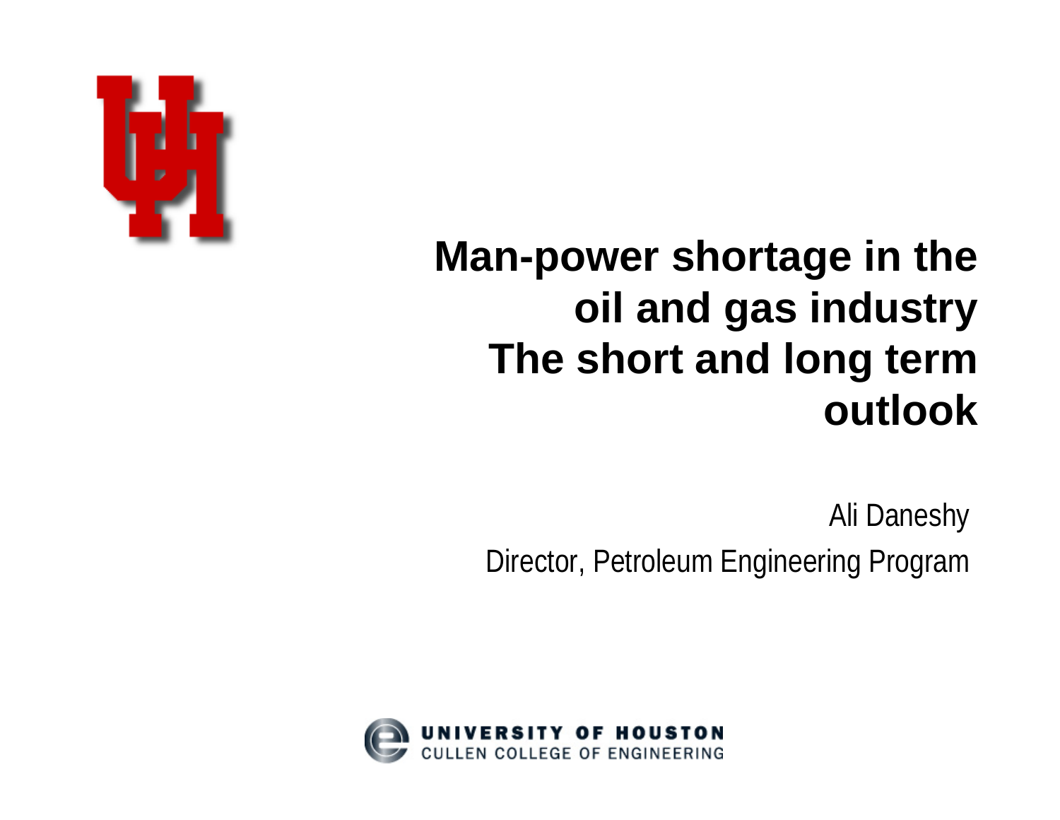# Man-power shortage in the oil and gas industry The short and long term outlook

Ali Daneshy

Director, Petroleum Engineering Program

UNIVERSITY OF HOUSTON
CULLEN COLLEGE OF ENGINEERING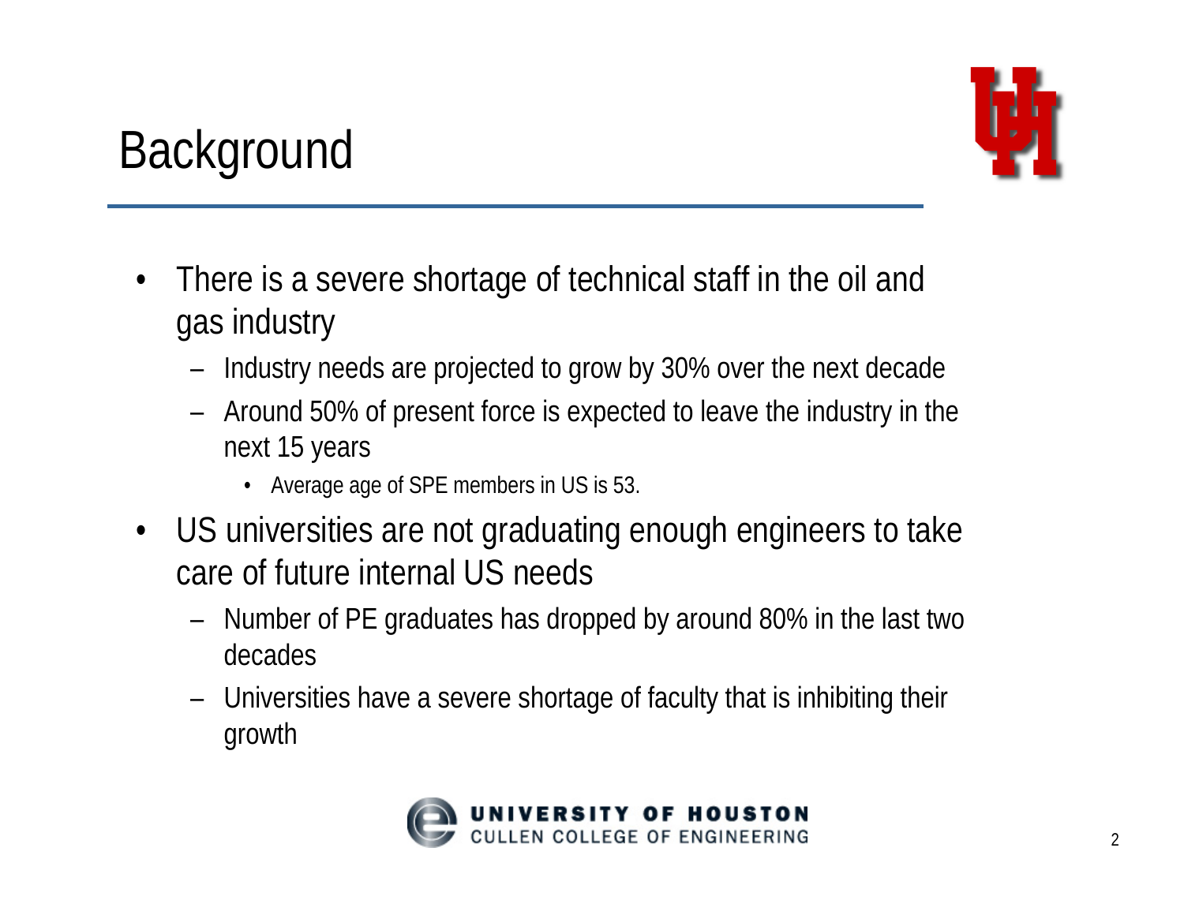# Background

- There is a severe shortage of technical staff in the oil and gas industry
  - Industry needs are projected to grow by 30% over the next decade
  - Around 50% of present force is expected to leave the industry in the next 15 years
    - Average age of SPE members in US is 53.
- US universities are not graduating enough engineers to take care of future internal US needs
  - Number of PE graduates has dropped by around 80% in the last two decades
  - Universities have a severe shortage of faculty that is inhibiting their growth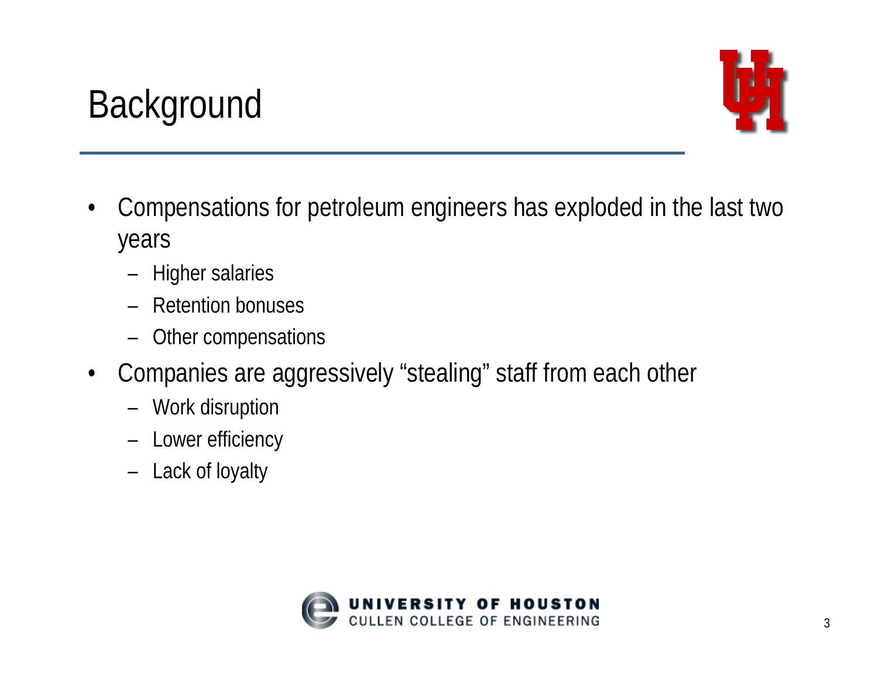# Background

- Compensations for petroleum engineers has exploded in the last two years
  - Higher salaries
  - Retention bonuses
  - Other compensations
- Companies are aggressively “stealing” staff from each other
  - Work disruption
  - Lower efficiency
  - Lack of loyalty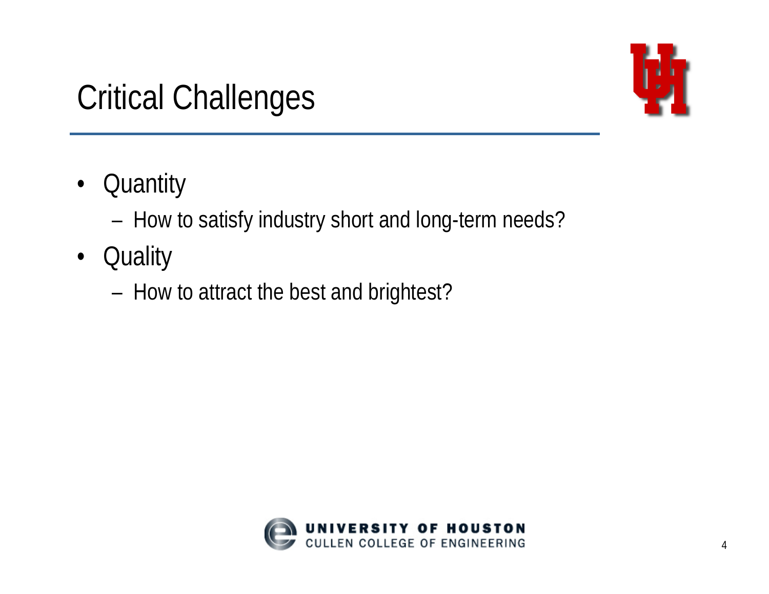# Critical Challenges

- Quantity
  - How to satisfy industry short and long-term needs?
- Quality
  - How to attract the best and brightest?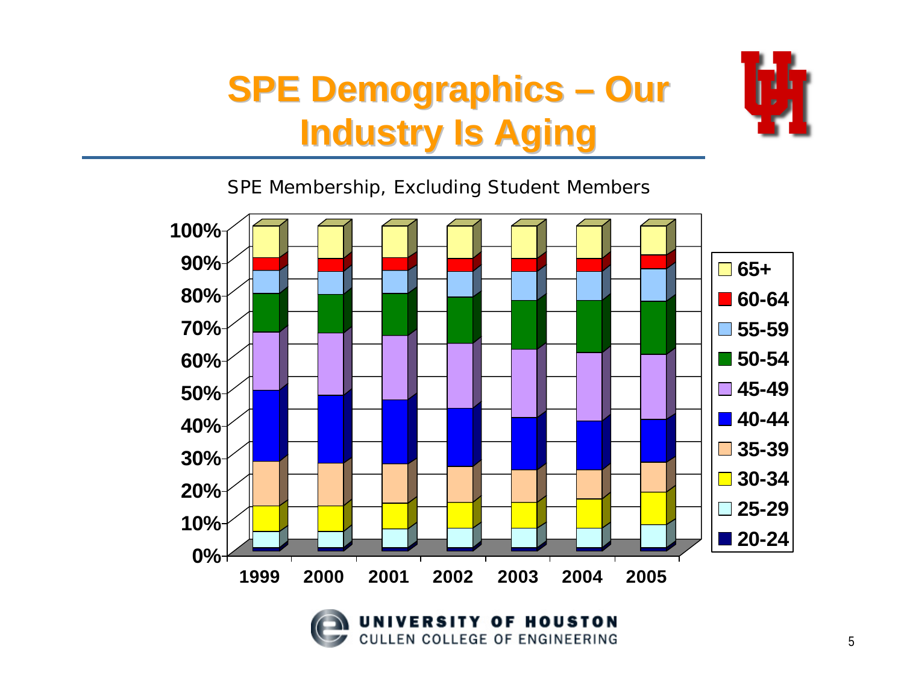# SPE Demographics – Our Industry Is Aging

SPE Membership, Excluding Student Members

100%
90%
80%
70%
60%
50%
40%
30%
20%
10%
0%

1999 2000 2001 2002 2003 2004 2005

- 65+
- 60-64
- 55-59
- 50-54
- 45-49
- 40-44
- 35-39
- 30-34
- 25-29
- 20-24

UNIVERSITY OF HOUSTON
CULLEN COLLEGE OF ENGINEERING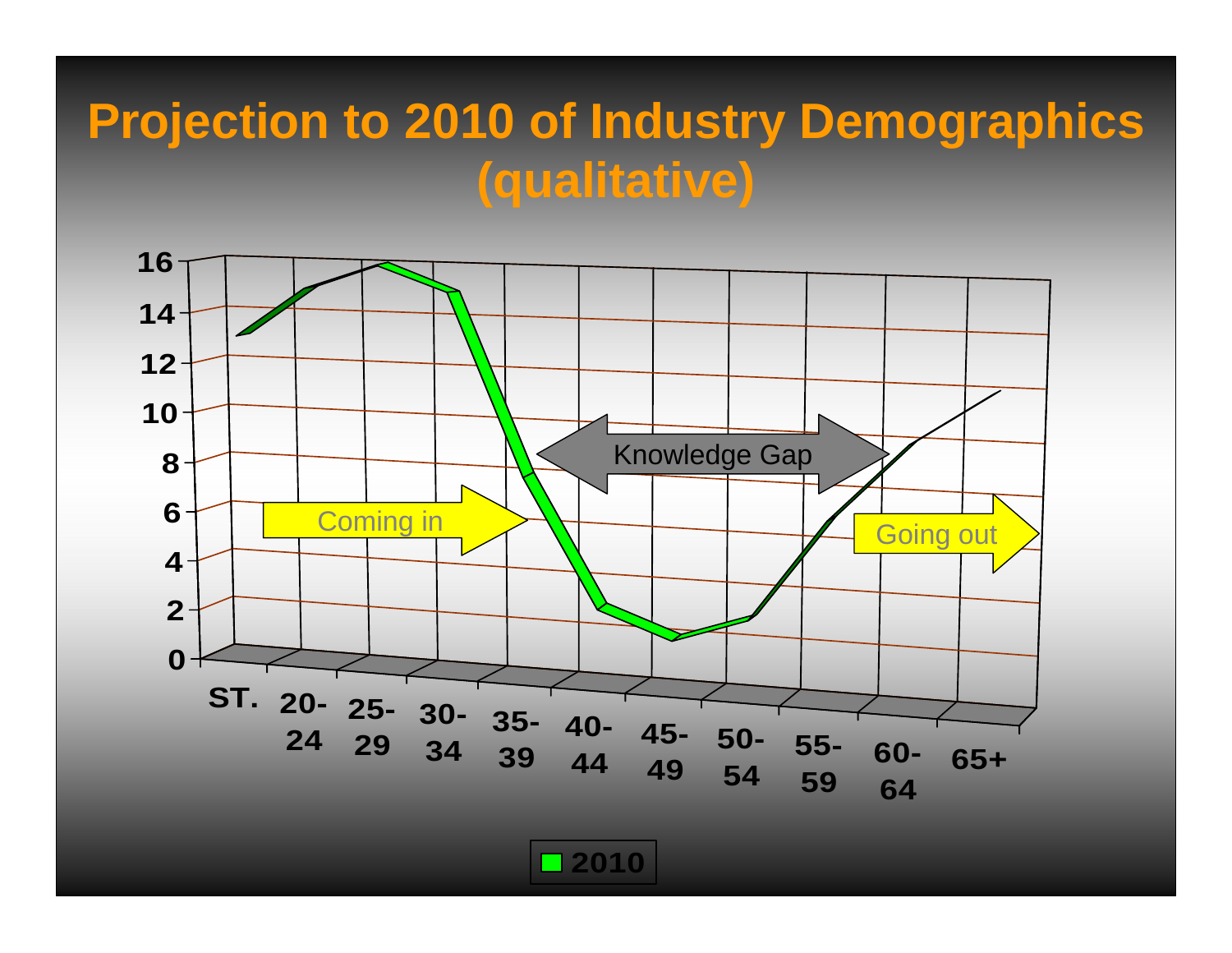# Projection to 2010 of Industry Demographics (qualitative)

16
14
12
10
8
6
4
2
0

ST. 20-24 25-29 30-34 35-39 40-44 45-49 50-54 55-59 60-64 65+

Coming in

Knowledge Gap

Going out

2010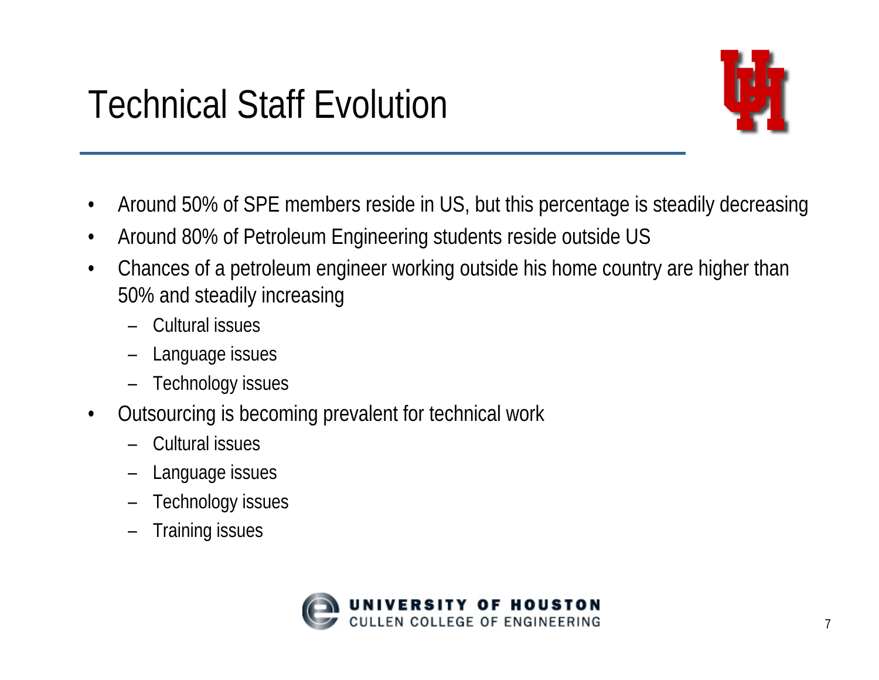# Technical Staff Evolution

- Around 50% of SPE members reside in US, but this percentage is steadily decreasing
- Around 80% of Petroleum Engineering students reside outside US
- Chances of a petroleum engineer working outside his home country are higher than 50% and steadily increasing
  - Cultural issues
  - Language issues
  - Technology issues
- Outsourcing is becoming prevalent for technical work
  - Cultural issues
  - Language issues
  - Technology issues
  - Training issues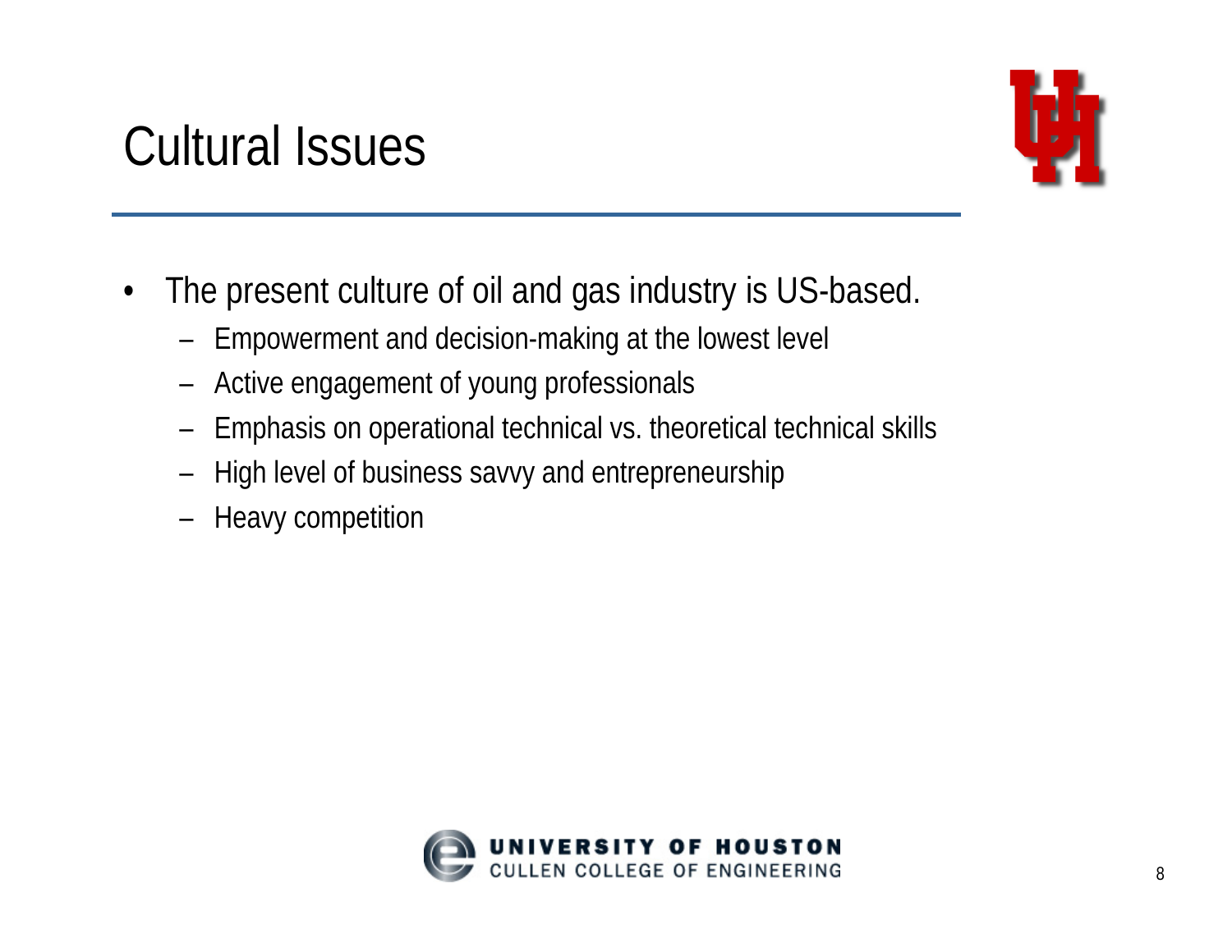# Cultural Issues

- The present culture of oil and gas industry is US-based.
  - Empowerment and decision-making at the lowest level
  - Active engagement of young professionals
  - Emphasis on operational technical vs. theoretical technical skills
  - High level of business savvy and entrepreneurship
  - Heavy competition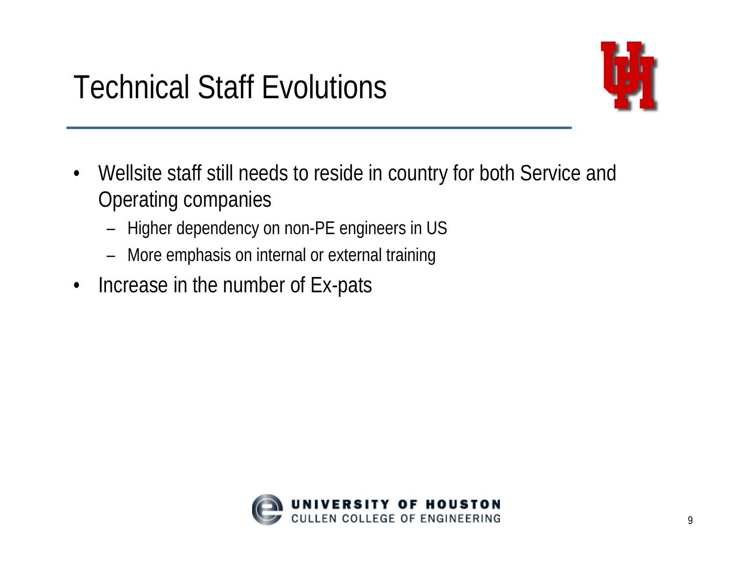# Technical Staff Evolutions

- Wellsite staff still needs to reside in country for both Service and Operating companies
  - Higher dependency on non-PE engineers in US
  - More emphasis on internal or external training
- Increase in the number of Ex-pats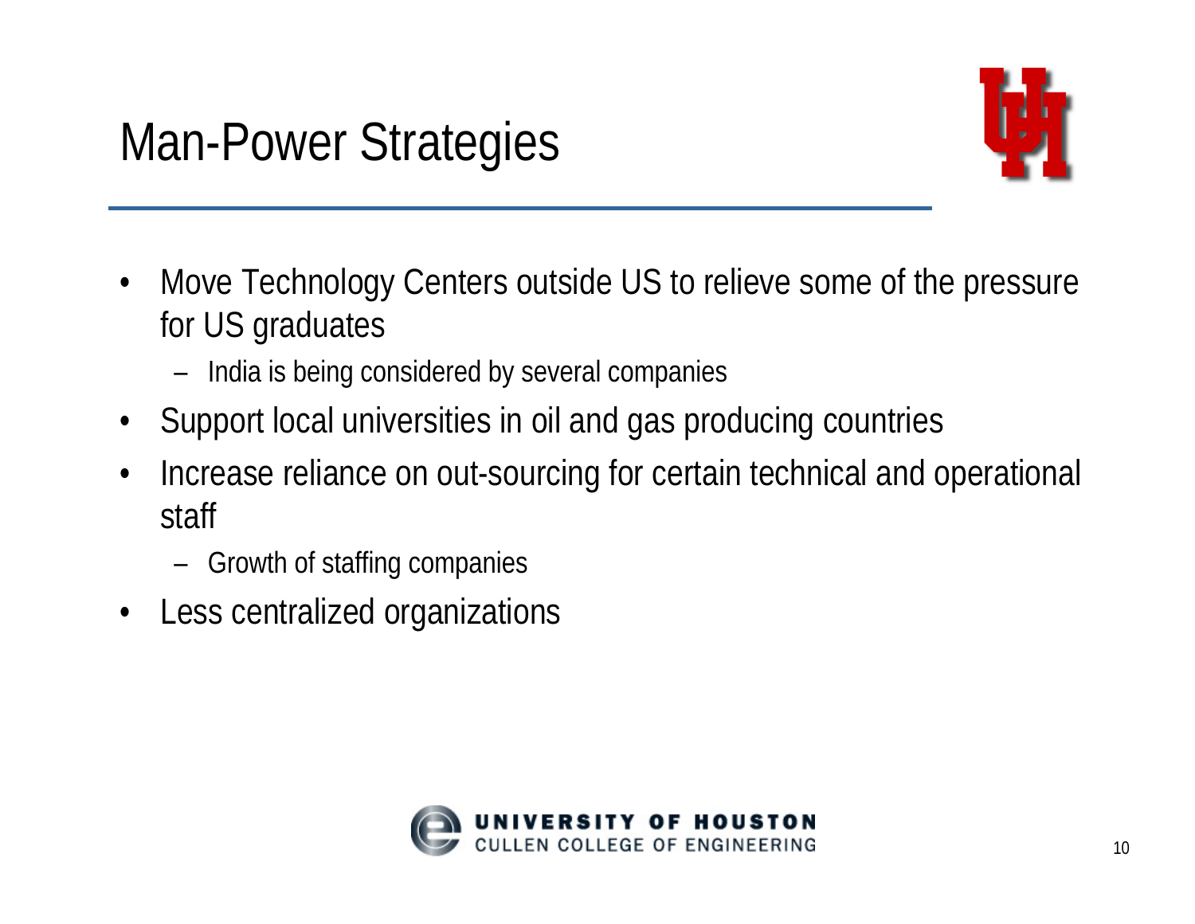# Man-Power Strategies

- Move Technology Centers outside US to relieve some of the pressure for US graduates
  - India is being considered by several companies
- Support local universities in oil and gas producing countries
- Increase reliance on out-sourcing for certain technical and operational staff
  - Growth of staffing companies
- Less centralized organizations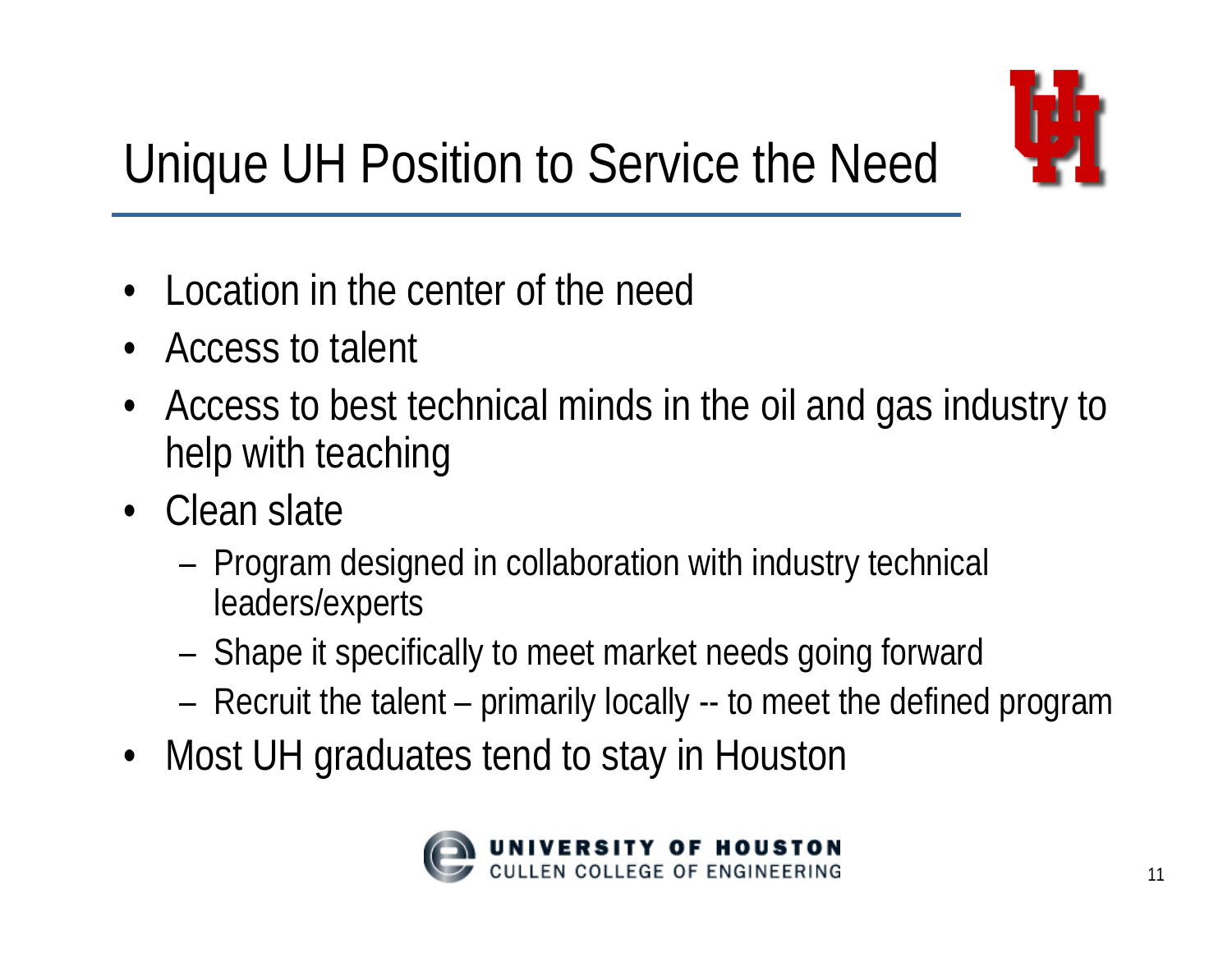# Unique UH Position to Service the Need

- Location in the center of the need
- Access to talent
- Access to best technical minds in the oil and gas industry to help with teaching
- Clean slate
  - Program designed in collaboration with industry technical leaders/experts
  - Shape it specifically to meet market needs going forward
  - Recruit the talent – primarily locally -- to meet the defined program
- Most UH graduates tend to stay in Houston

UNIVERSITY OF HOUSTON
CULLEN COLLEGE OF ENGINEERING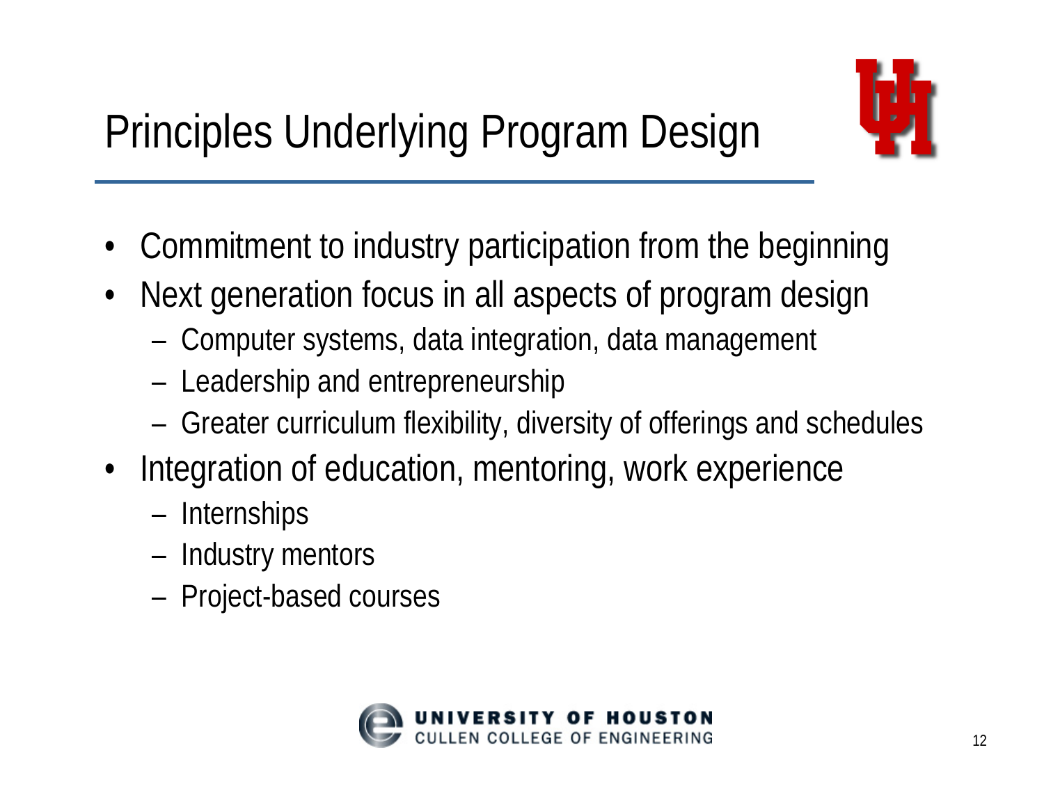# Principles Underlying Program Design

- Commitment to industry participation from the beginning
- Next generation focus in all aspects of program design
  - Computer systems, data integration, data management
  - Leadership and entrepreneurship
  - Greater curriculum flexibility, diversity of offerings and schedules
- Integration of education, mentoring, work experience
  - Internships
  - Industry mentors
  - Project-based courses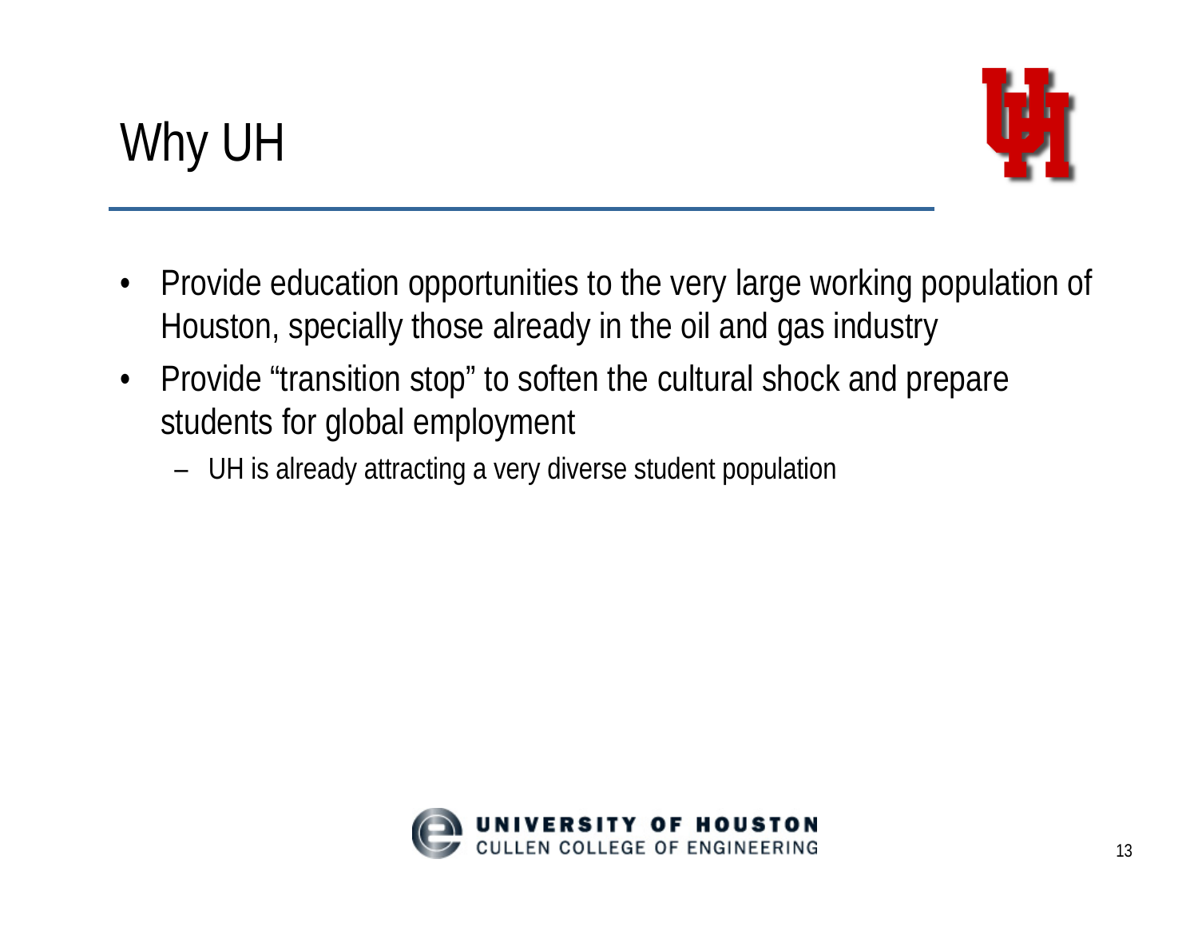# Why UH

- Provide education opportunities to the very large working population of Houston, specially those already in the oil and gas industry
- Provide "transition stop" to soften the cultural shock and prepare students for global employment
  - UH is already attracting a very diverse student population